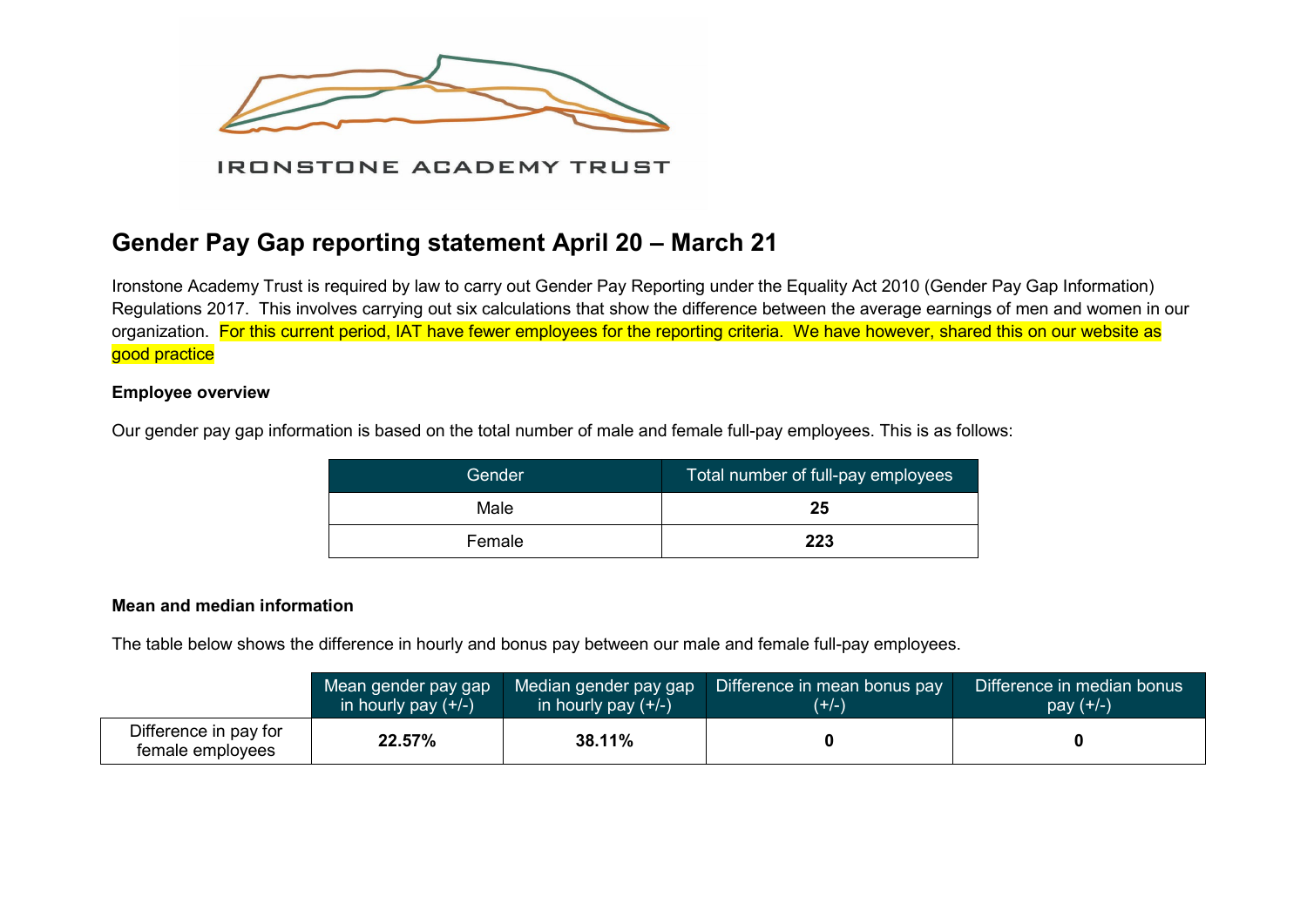IRONSTONE ACADEMY TRUST

# Gender Pay Gap reporting statement April 20 – March 21

Ironstone Academy Trust is required by law to carry out Gender Pay Reporting under the Equality Act 2010 (Gender Pay Gap Information) Regulations 2017. This involves carrying out six calculations that show the difference between the average earnings of men and women in our organization. For this current period, IAT have fewer employees for the reporting criteria. We have however, shared this on our website as good practice

**Employee overview**

Our gender pay gap information is based on the total number of male and female full-pay employees. This is as follows:

| Gender | Total number of full-pay employees |
|---|---|
| Male | **25** |
| Female | **223** |

**Mean and median information**

The table below shows the difference in hourly and bonus pay between our male and female full-pay employees.

| | Mean gender pay gap in hourly pay (+/-) | Median gender pay gap in hourly pay (+/-) | Difference in mean bonus pay (+/-) | Difference in median bonus pay (+/-) |
|---|---|---|---|---|
| Difference in pay for female employees | **22.57%** | **38.11%** | **0** | **0** |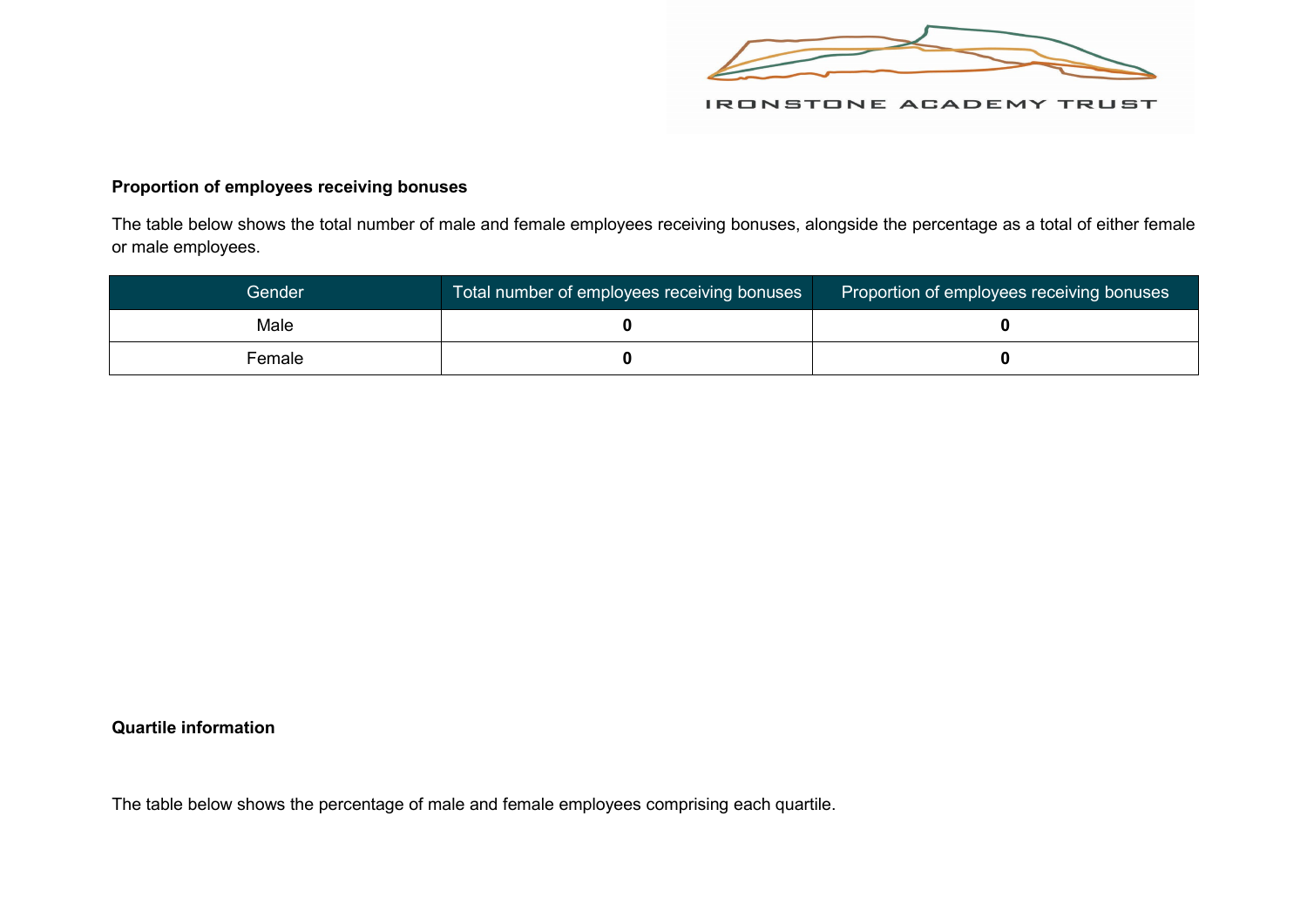**Proportion of employees receiving bonuses**

The table below shows the total number of male and female employees receiving bonuses, alongside the percentage as a total of either female or male employees.

| Gender | Total number of employees receiving bonuses | Proportion of employees receiving bonuses |
|---|---|---|
| Male | **0** | **0** |
| Female | **0** | **0** |

**Quartile information**

The table below shows the percentage of male and female employees comprising each quartile.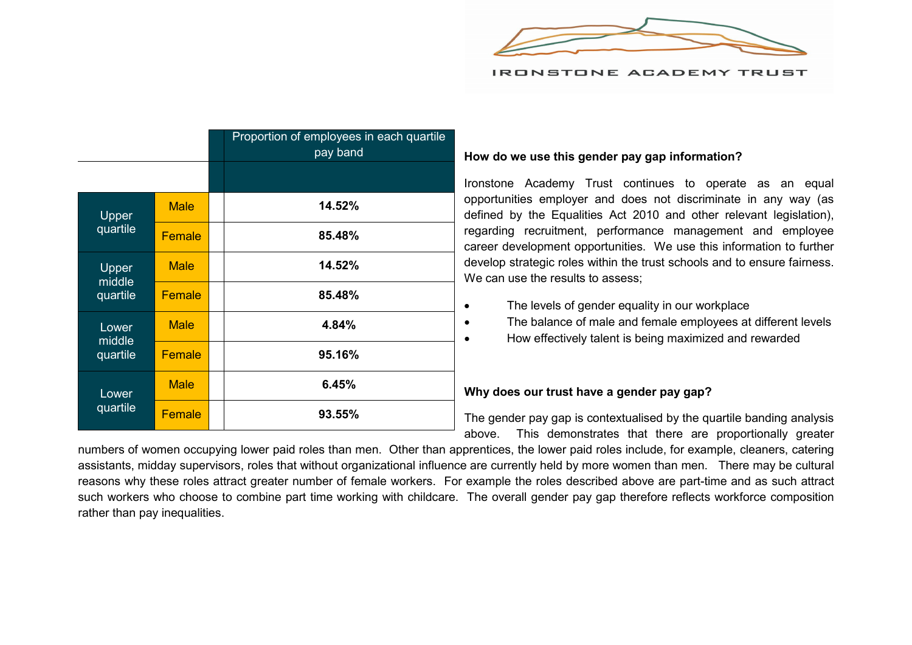| | | | Proportion of employees in each quartile pay band |
|---|---|---|---|
| Upper quartile | Male | | **14.52%** |
| | Female | | **85.48%** |
| Upper middle quartile | Male | | **14.52%** |
| | Female | | **85.48%** |
| Lower middle quartile | Male | | **4.84%** |
| | Female | | **95.16%** |
| Lower quartile | Male | | **6.45%** |
| | Female | | **93.55%** |

**How do we use this gender pay gap information?**

Ironstone Academy Trust continues to operate as an equal opportunities employer and does not discriminate in any way (as defined by the Equalities Act 2010 and other relevant legislation), regarding recruitment, performance management and employee career development opportunities. We use this information to further develop strategic roles within the trust schools and to ensure fairness. We can use the results to assess;

- The levels of gender equality in our workplace
- The balance of male and female employees at different levels
- How effectively talent is being maximized and rewarded

**Why does our trust have a gender pay gap?**

The gender pay gap is contextualised by the quartile banding analysis above. This demonstrates that there are proportionally greater numbers of women occupying lower paid roles than men. Other than apprentices, the lower paid roles include, for example, cleaners, catering assistants, midday supervisors, roles that without organizational influence are currently held by more women than men. There may be cultural reasons why these roles attract greater number of female workers. For example the roles described above are part-time and as such attract such workers who choose to combine part time working with childcare. The overall gender pay gap therefore reflects workforce composition rather than pay inequalities.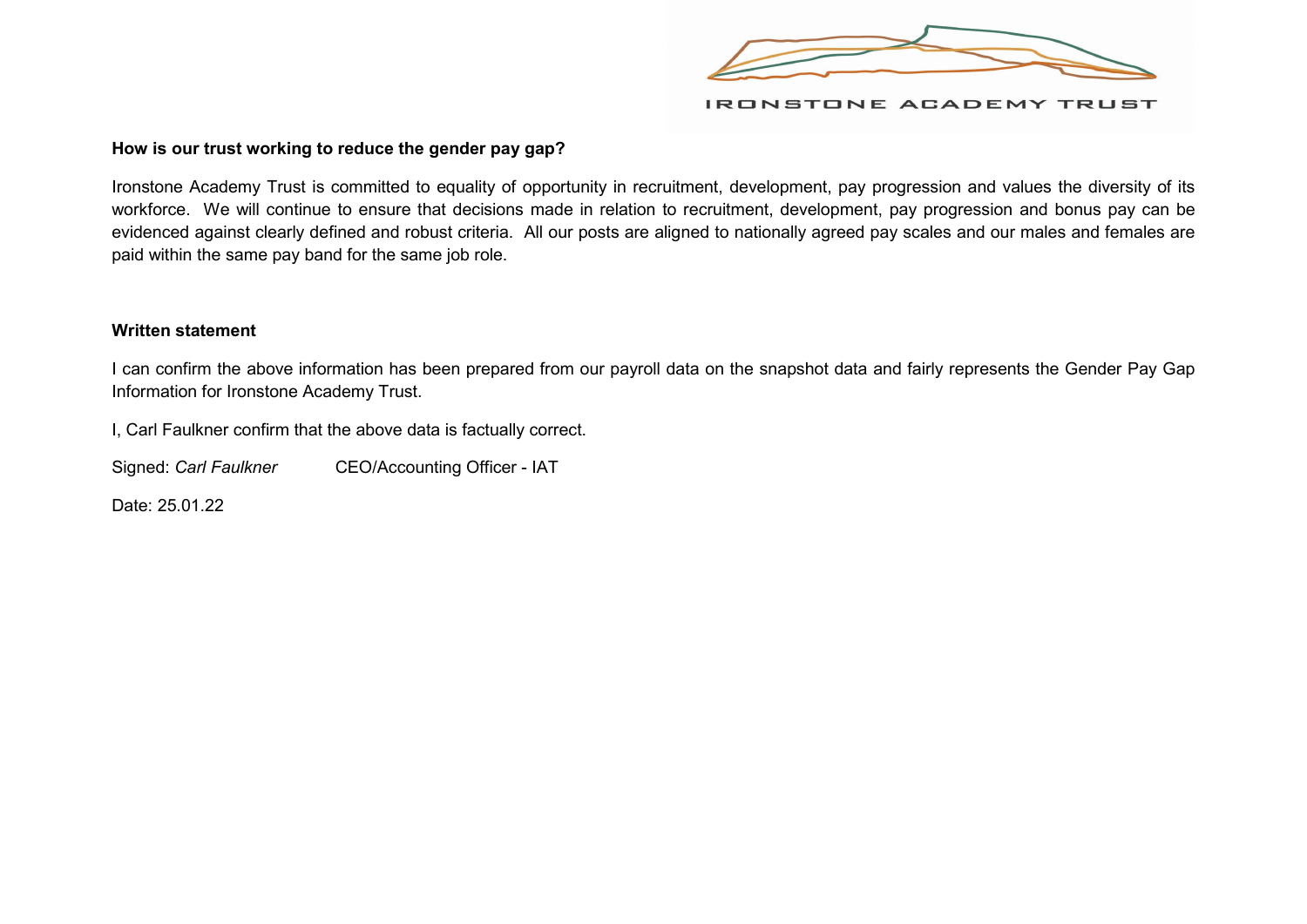IRONSTONE ACADEMY TRUST

**How is our trust working to reduce the gender pay gap?**

Ironstone Academy Trust is committed to equality of opportunity in recruitment, development, pay progression and values the diversity of its workforce. We will continue to ensure that decisions made in relation to recruitment, development, pay progression and bonus pay can be evidenced against clearly defined and robust criteria. All our posts are aligned to nationally agreed pay scales and our males and females are paid within the same pay band for the same job role.

**Written statement**

I can confirm the above information has been prepared from our payroll data on the snapshot data and fairly represents the Gender Pay Gap Information for Ironstone Academy Trust.

I, Carl Faulkner confirm that the above data is factually correct.

Signed: *Carl Faulkner* CEO/Accounting Officer - IAT

Date: 25.01.22